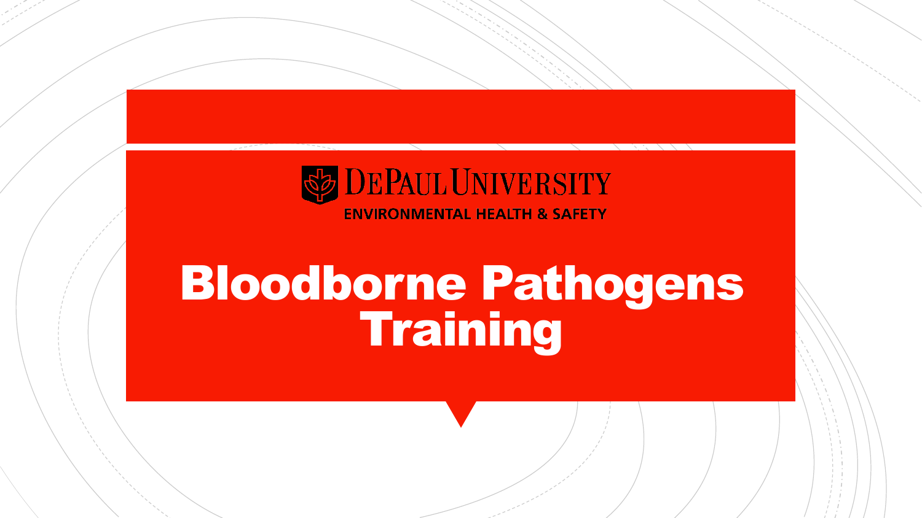DePaul University

ENVIRONMENTAL HEALTH & SAFETY

# Bloodborne Pathogens Training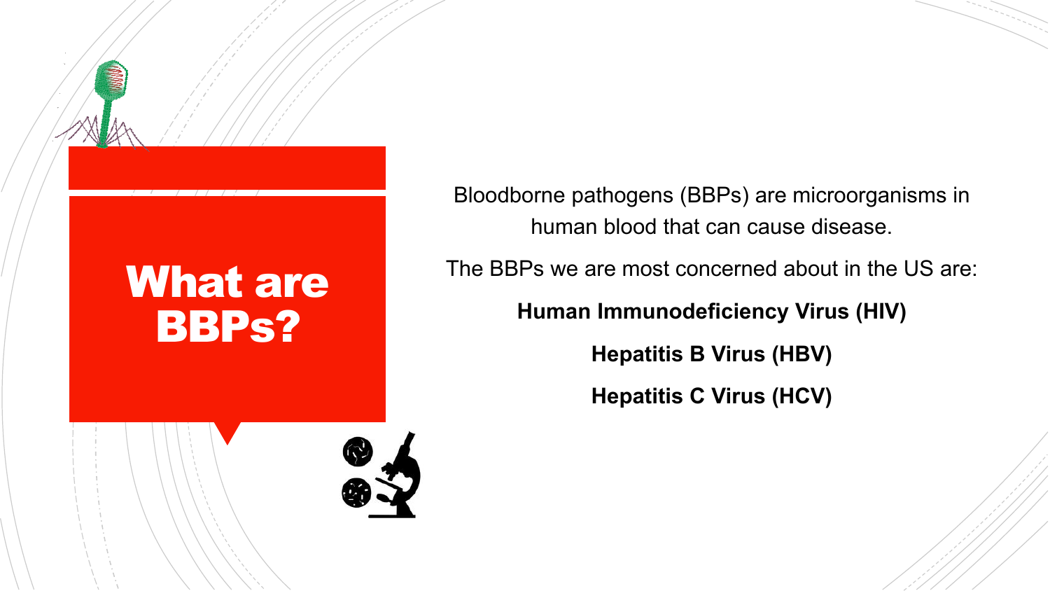# What are BBPs?

Bloodborne pathogens (BBPs) are microorganisms in human blood that can cause disease.

The BBPs we are most concerned about in the US are:

**Human Immunodeficiency Virus (HIV)**

**Hepatitis B Virus (HBV)**

**Hepatitis C Virus (HCV)**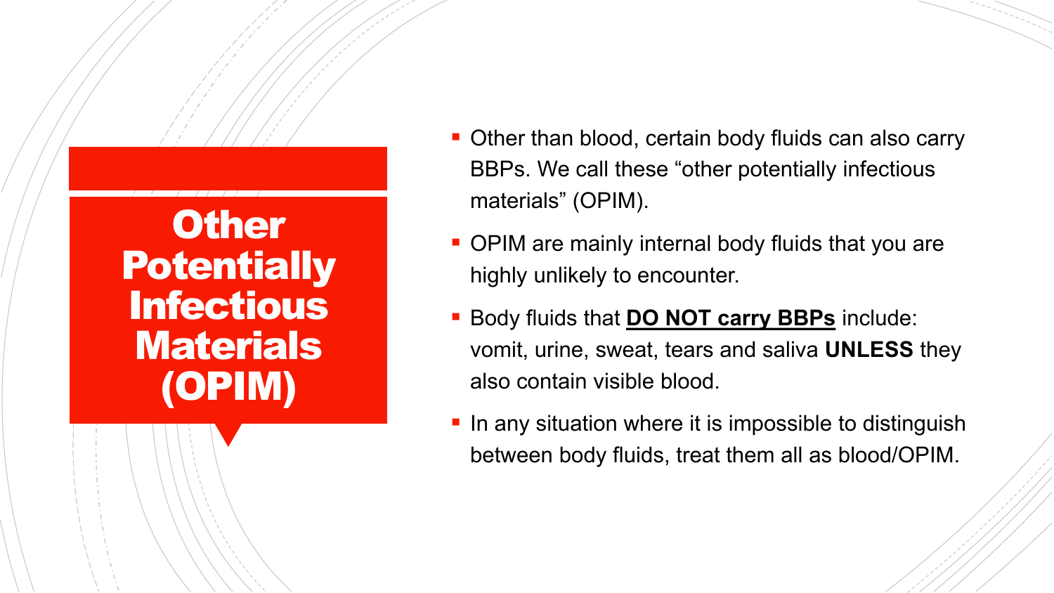# Other Potentially Infectious Materials (OPIM)

- Other than blood, certain body fluids can also carry BBPs. We call these "other potentially infectious materials" (OPIM).
- OPIM are mainly internal body fluids that you are highly unlikely to encounter.
- Body fluids that <u>**DO NOT carry BBPs**</u> include: vomit, urine, sweat, tears and saliva **UNLESS** they also contain visible blood.
- In any situation where it is impossible to distinguish between body fluids, treat them all as blood/OPIM.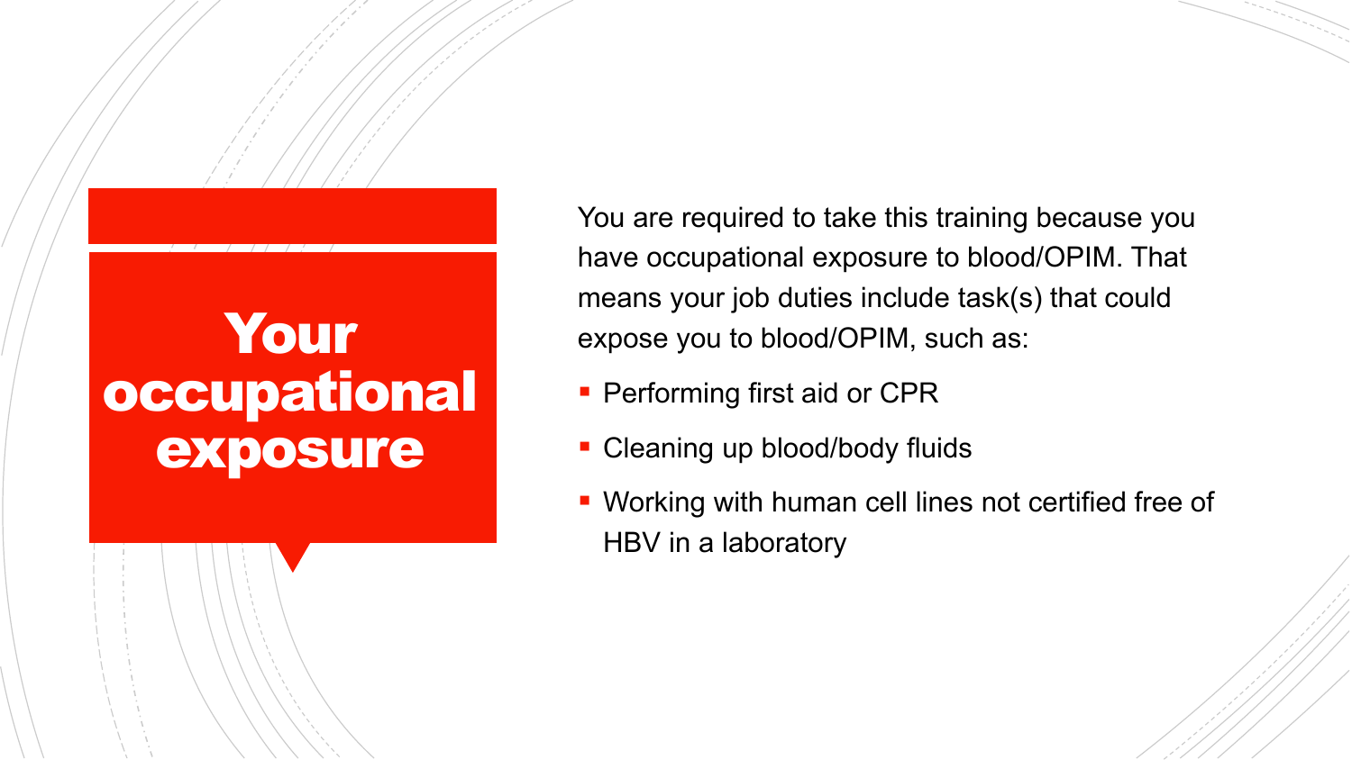# Your occupational exposure

You are required to take this training because you have occupational exposure to blood/OPIM. That means your job duties include task(s) that could expose you to blood/OPIM, such as:

- Performing first aid or CPR
- Cleaning up blood/body fluids
- Working with human cell lines not certified free of HBV in a laboratory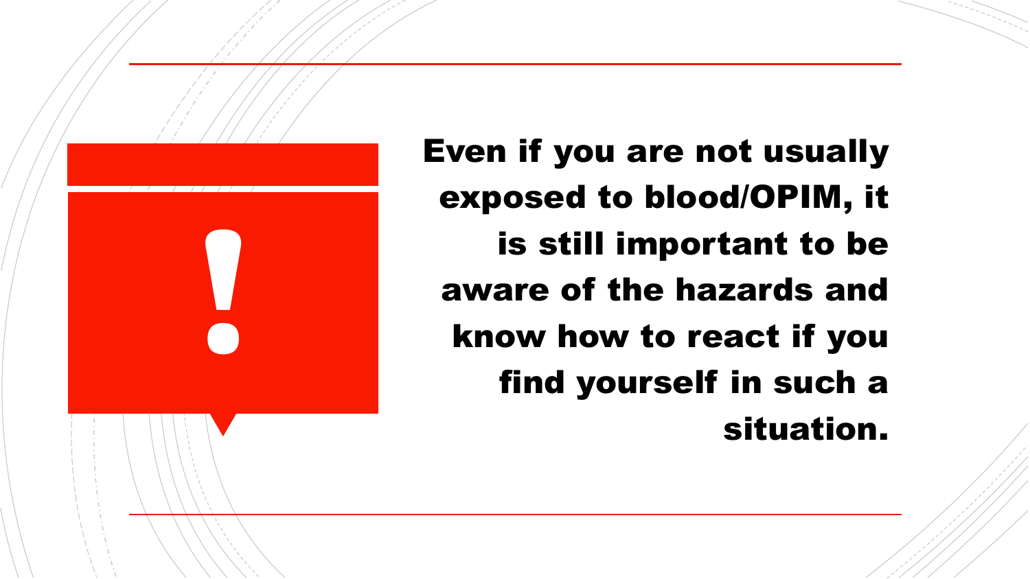**Even if you are not usually exposed to blood/OPIM, it is still important to be aware of the hazards and know how to react if you find yourself in such a situation.**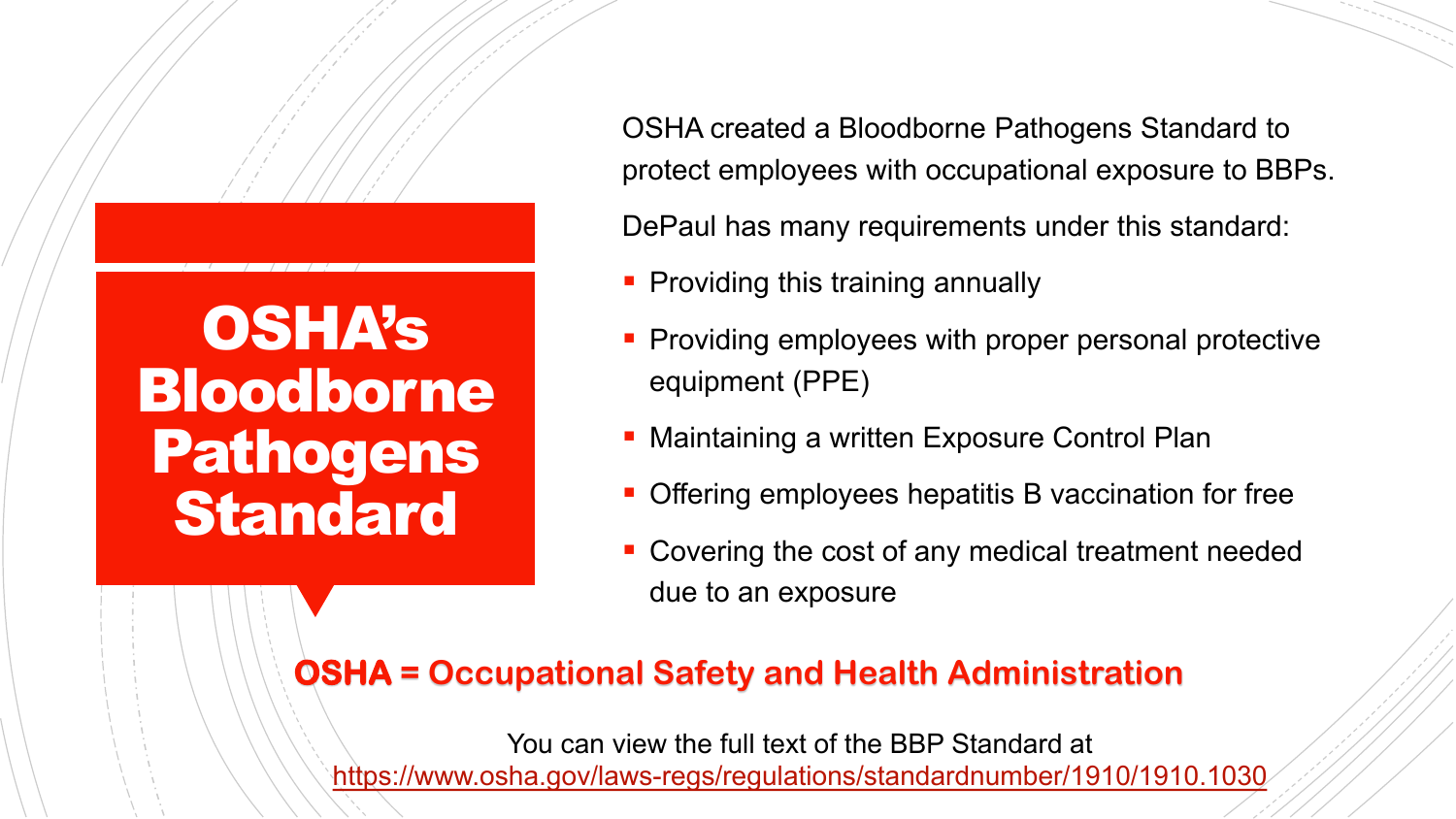# OSHA's Bloodborne Pathogens Standard

OSHA created a Bloodborne Pathogens Standard to protect employees with occupational exposure to BBPs.

DePaul has many requirements under this standard:

- Providing this training annually
- Providing employees with proper personal protective equipment (PPE)
- Maintaining a written Exposure Control Plan
- Offering employees hepatitis B vaccination for free
- Covering the cost of any medical treatment needed due to an exposure

**OSHA = Occupational Safety and Health Administration**

You can view the full text of the BBP Standard at https://www.osha.gov/laws-regs/regulations/standardnumber/1910/1910.1030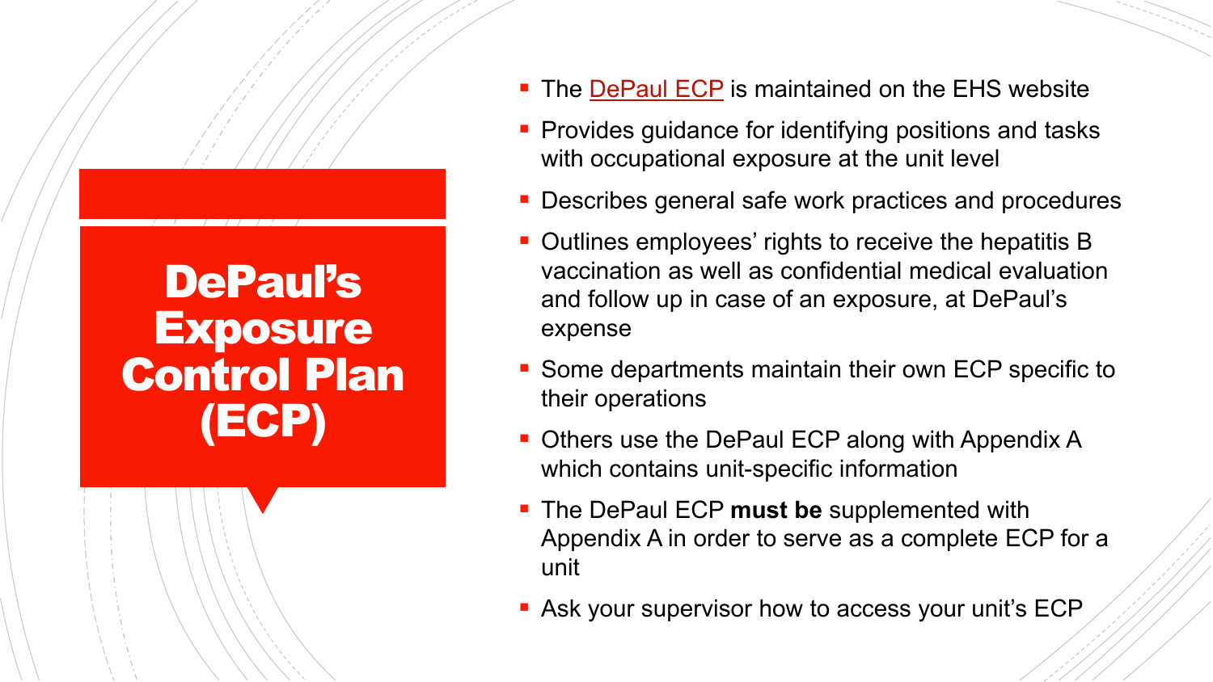# DePaul's Exposure Control Plan (ECP)

- The DePaul ECP is maintained on the EHS website
- Provides guidance for identifying positions and tasks with occupational exposure at the unit level
- Describes general safe work practices and procedures
- Outlines employees' rights to receive the hepatitis B vaccination as well as confidential medical evaluation and follow up in case of an exposure, at DePaul's expense
- Some departments maintain their own ECP specific to their operations
- Others use the DePaul ECP along with Appendix A which contains unit-specific information
- The DePaul ECP **must be** supplemented with Appendix A in order to serve as a complete ECP for a unit
- Ask your supervisor how to access your unit's ECP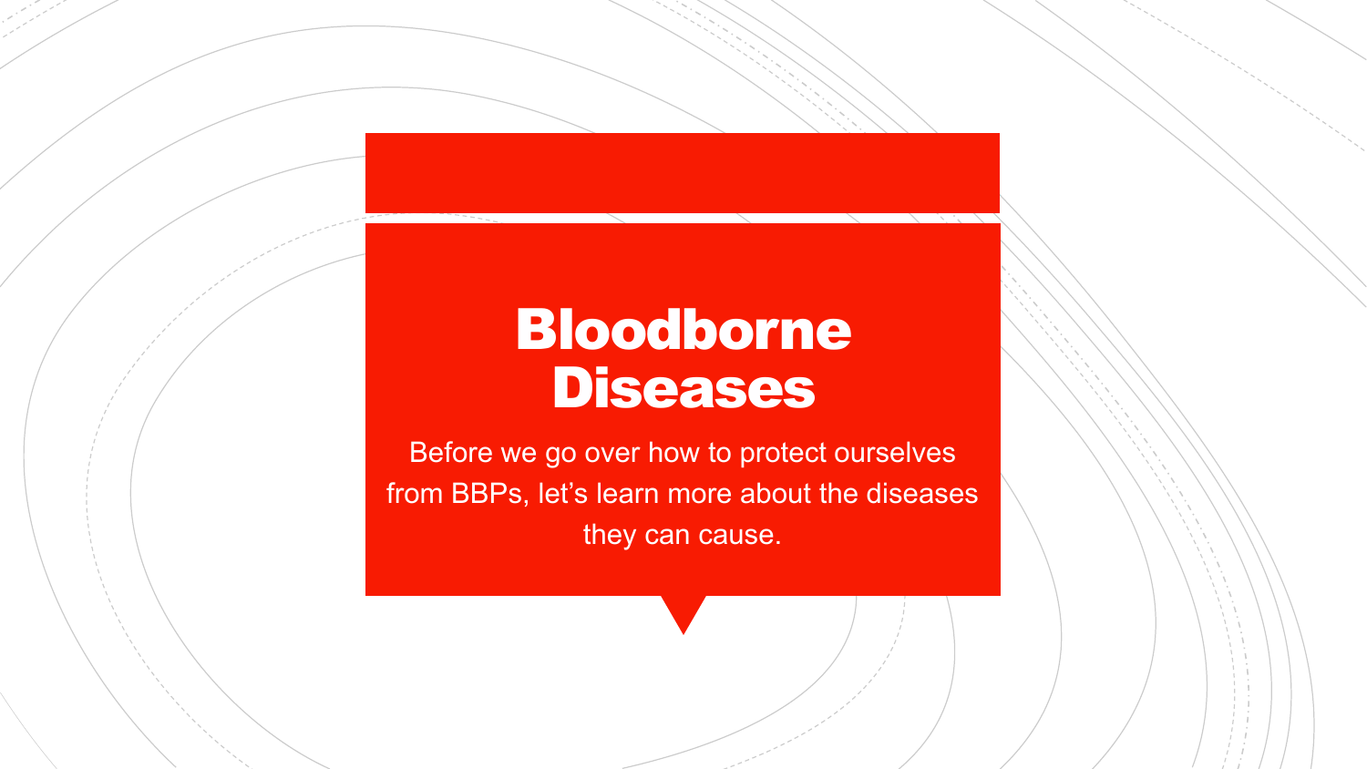# Bloodborne Diseases

Before we go over how to protect ourselves from BBPs, let's learn more about the diseases they can cause.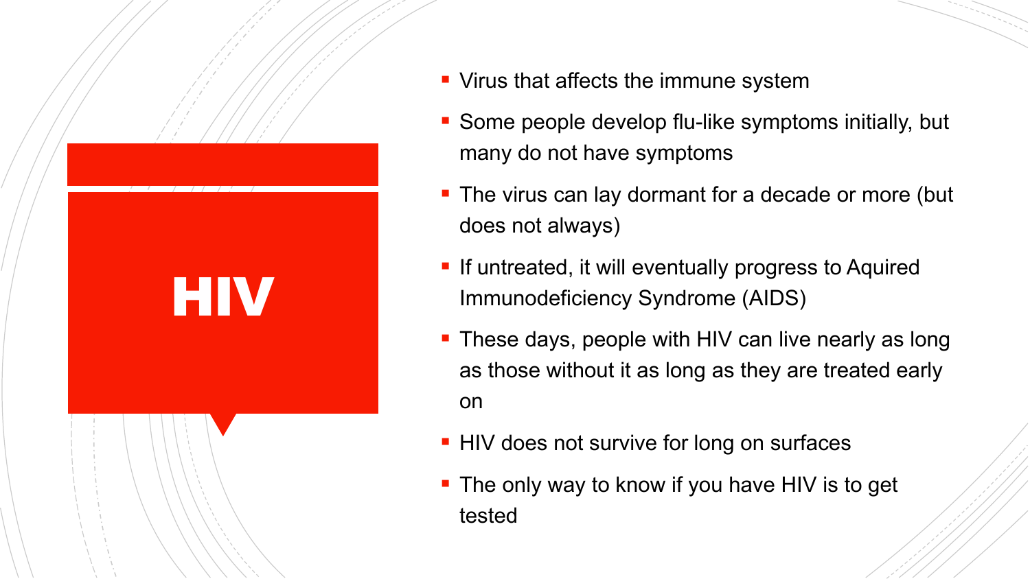# HIV

- Virus that affects the immune system
- Some people develop flu-like symptoms initially, but many do not have symptoms
- The virus can lay dormant for a decade or more (but does not always)
- If untreated, it will eventually progress to Aquired Immunodeficiency Syndrome (AIDS)
- These days, people with HIV can live nearly as long as those without it as long as they are treated early on
- HIV does not survive for long on surfaces
- The only way to know if you have HIV is to get tested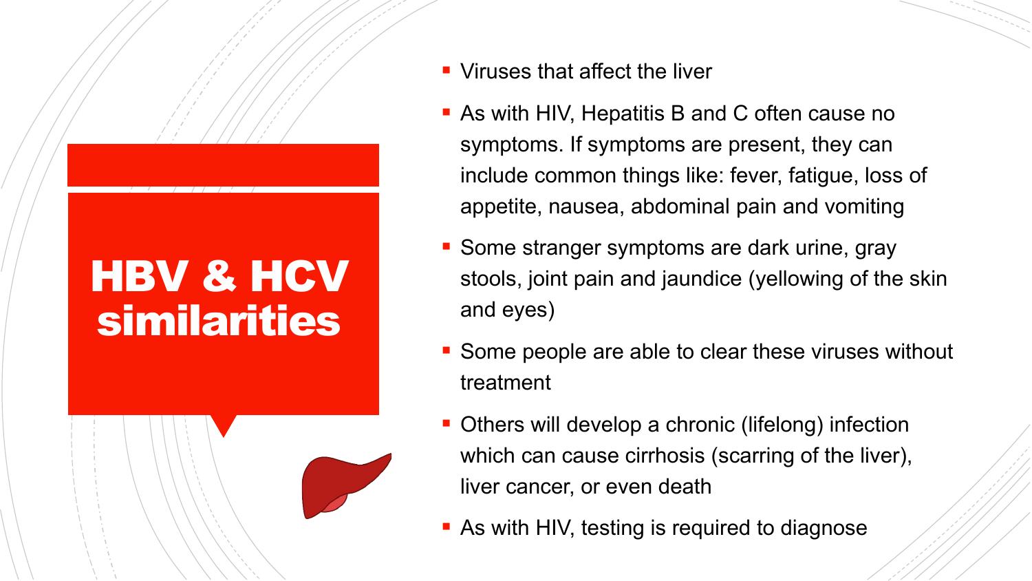# HBV & HCV similarities

- Viruses that affect the liver
- As with HIV, Hepatitis B and C often cause no symptoms. If symptoms are present, they can include common things like: fever, fatigue, loss of appetite, nausea, abdominal pain and vomiting
- Some stranger symptoms are dark urine, gray stools, joint pain and jaundice (yellowing of the skin and eyes)
- Some people are able to clear these viruses without treatment
- Others will develop a chronic (lifelong) infection which can cause cirrhosis (scarring of the liver), liver cancer, or even death
- As with HIV, testing is required to diagnose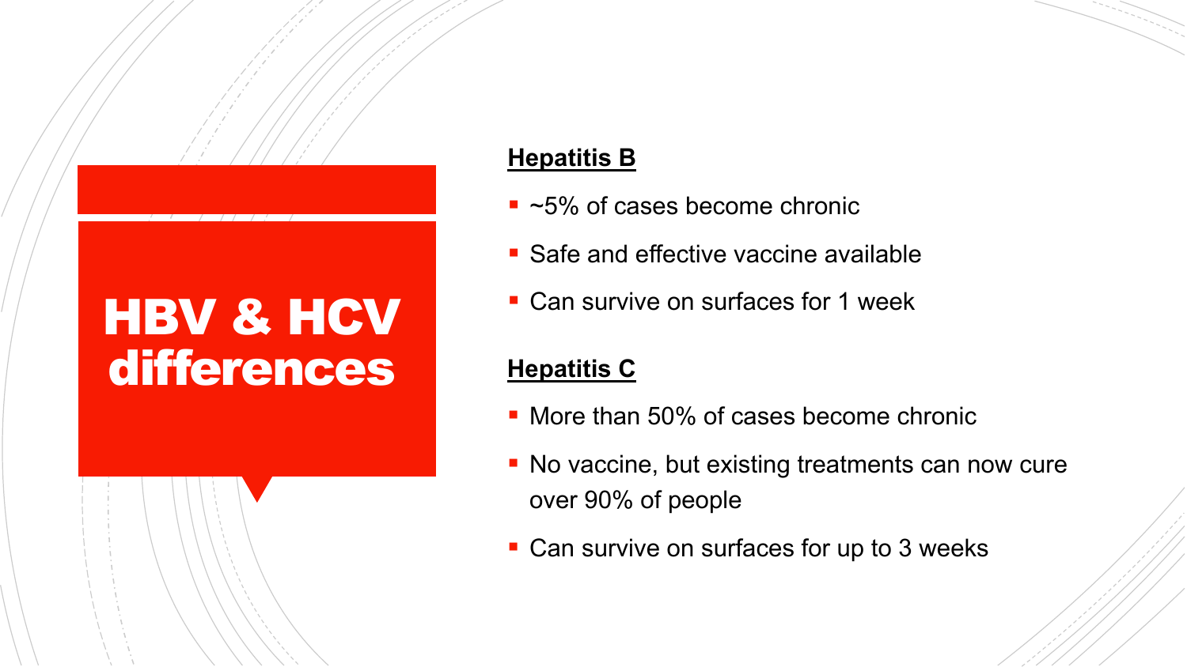# HBV & HCV differences

**Hepatitis B**

- ~5% of cases become chronic
- Safe and effective vaccine available
- Can survive on surfaces for 1 week

**Hepatitis C**

- More than 50% of cases become chronic
- No vaccine, but existing treatments can now cure over 90% of people
- Can survive on surfaces for up to 3 weeks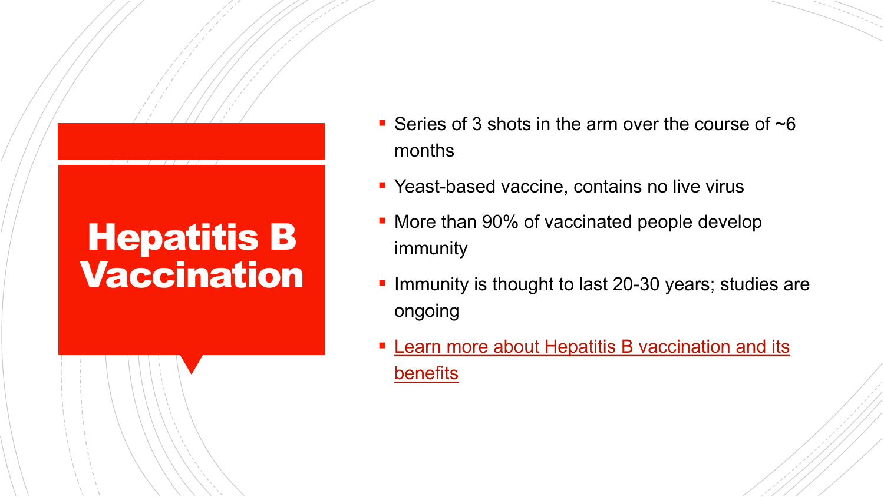# Hepatitis B Vaccination

- Series of 3 shots in the arm over the course of ~6 months
- Yeast-based vaccine, contains no live virus
- More than 90% of vaccinated people develop immunity
- Immunity is thought to last 20-30 years; studies are ongoing
- Learn more about Hepatitis B vaccination and its benefits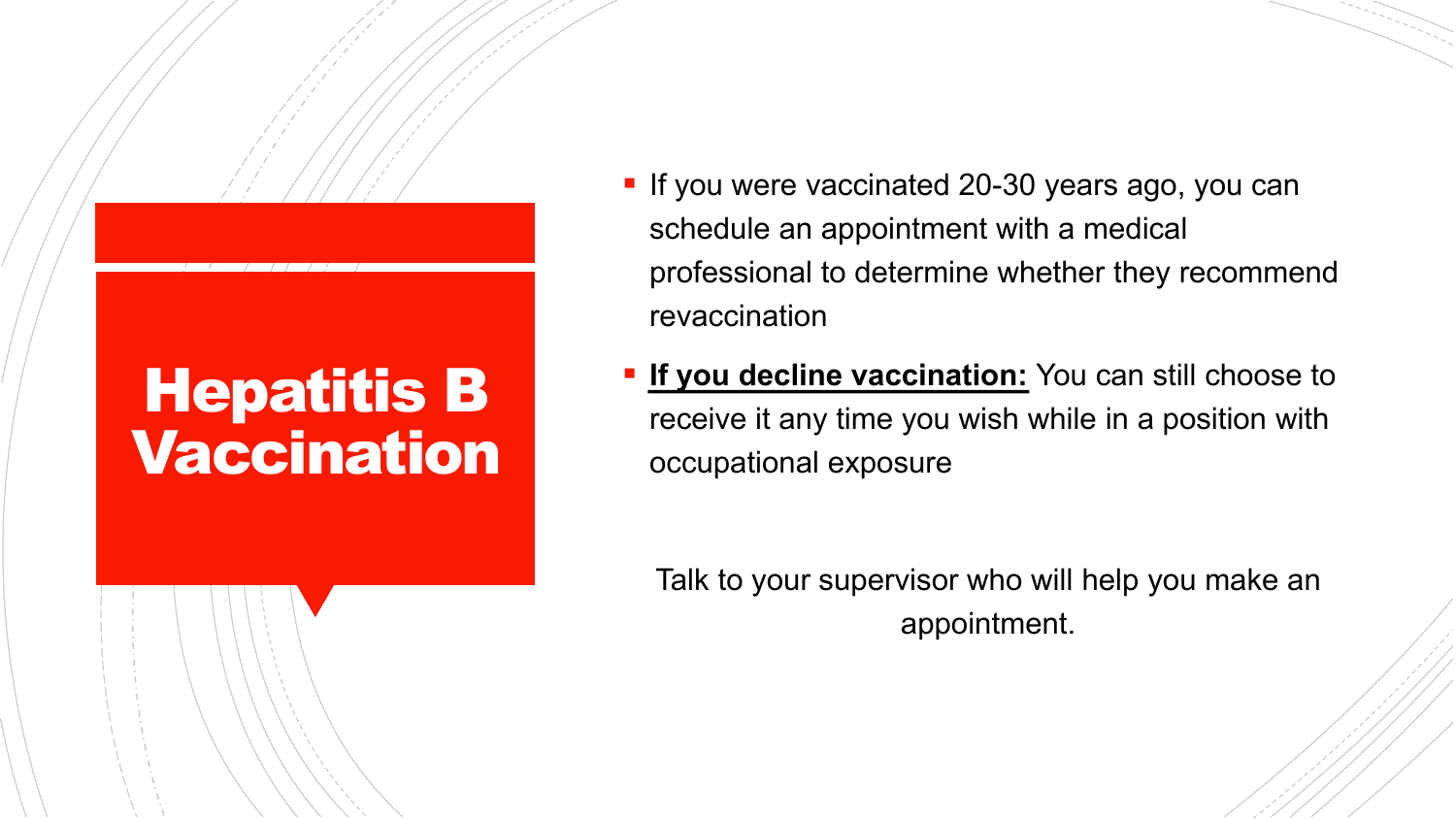# Hepatitis B Vaccination

- If you were vaccinated 20-30 years ago, you can schedule an appointment with a medical professional to determine whether they recommend revaccination
- **If you decline vaccination:** You can still choose to receive it any time you wish while in a position with occupational exposure

Talk to your supervisor who will help you make an appointment.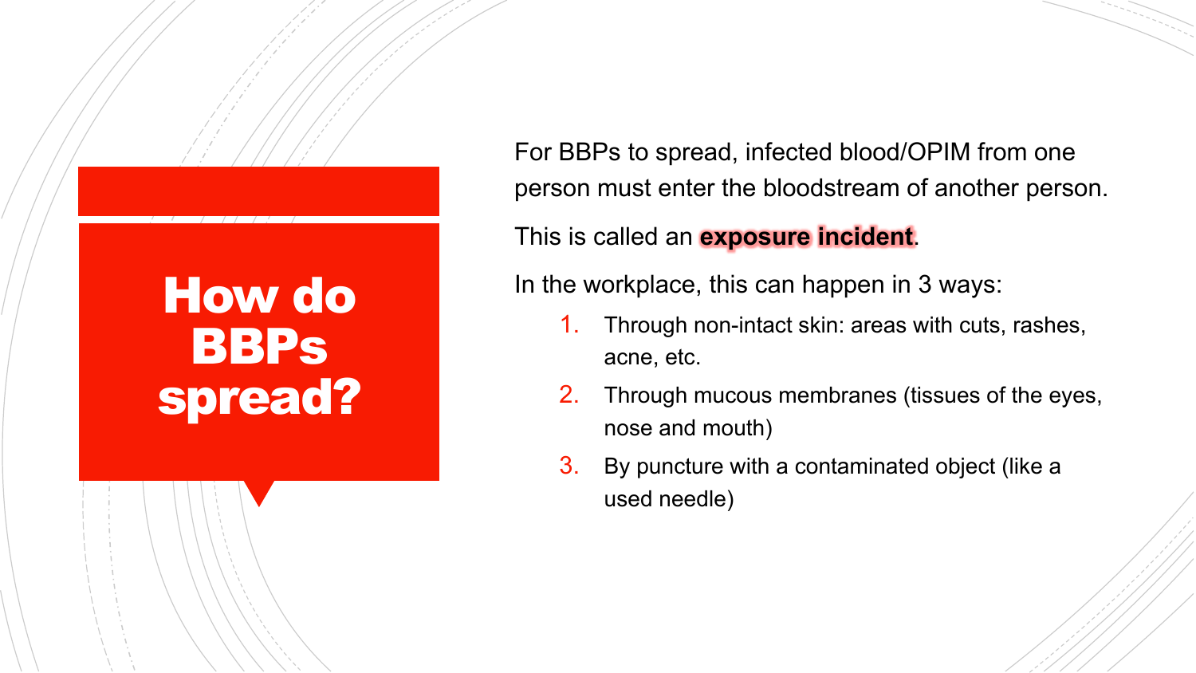# How do BBPs spread?

For BBPs to spread, infected blood/OPIM from one person must enter the bloodstream of another person.

This is called an **exposure incident**.

In the workplace, this can happen in 3 ways:

1. Through non-intact skin: areas with cuts, rashes, acne, etc.
2. Through mucous membranes (tissues of the eyes, nose and mouth)
3. By puncture with a contaminated object (like a used needle)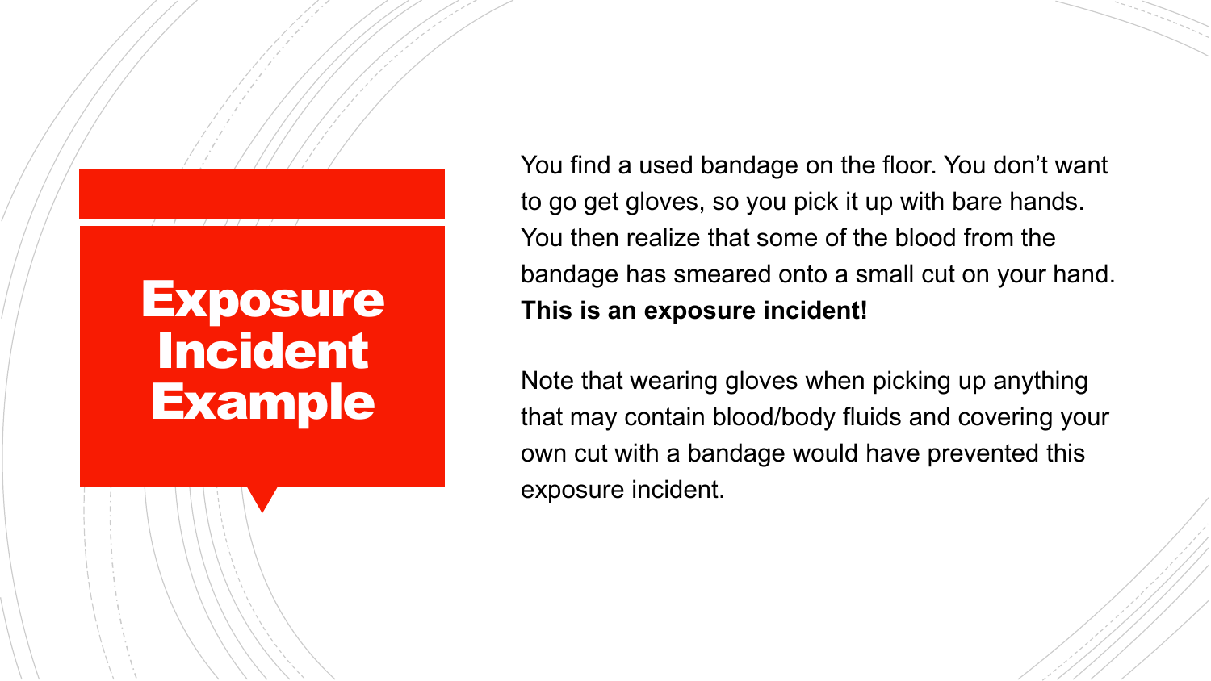# Exposure Incident Example

You find a used bandage on the floor. You don't want to go get gloves, so you pick it up with bare hands. You then realize that some of the blood from the bandage has smeared onto a small cut on your hand. **This is an exposure incident!**

Note that wearing gloves when picking up anything that may contain blood/body fluids and covering your own cut with a bandage would have prevented this exposure incident.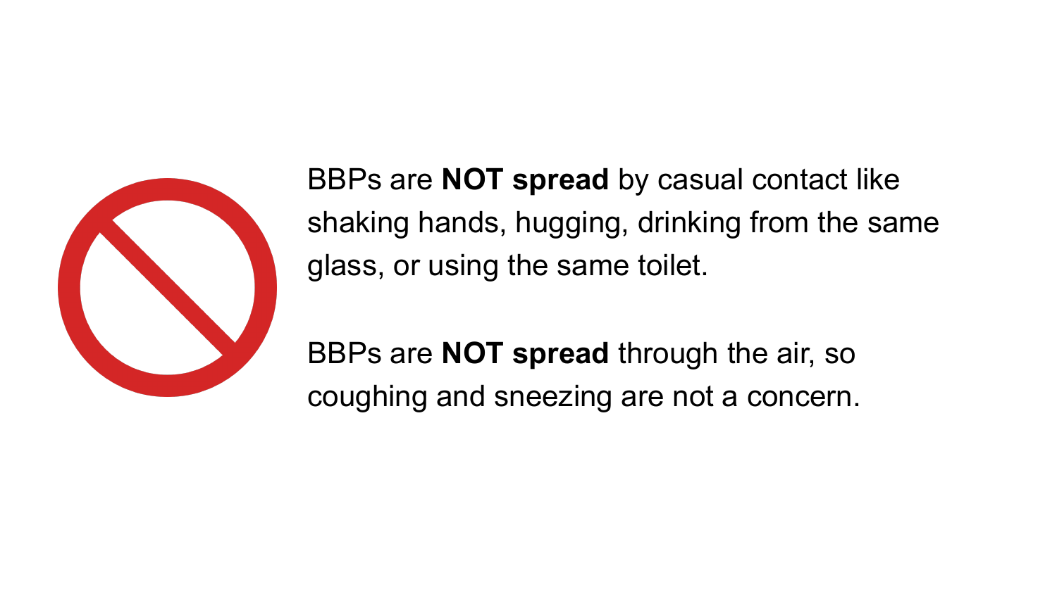BBPs are **NOT spread** by casual contact like shaking hands, hugging, drinking from the same glass, or using the same toilet.

BBPs are **NOT spread** through the air, so coughing and sneezing are not a concern.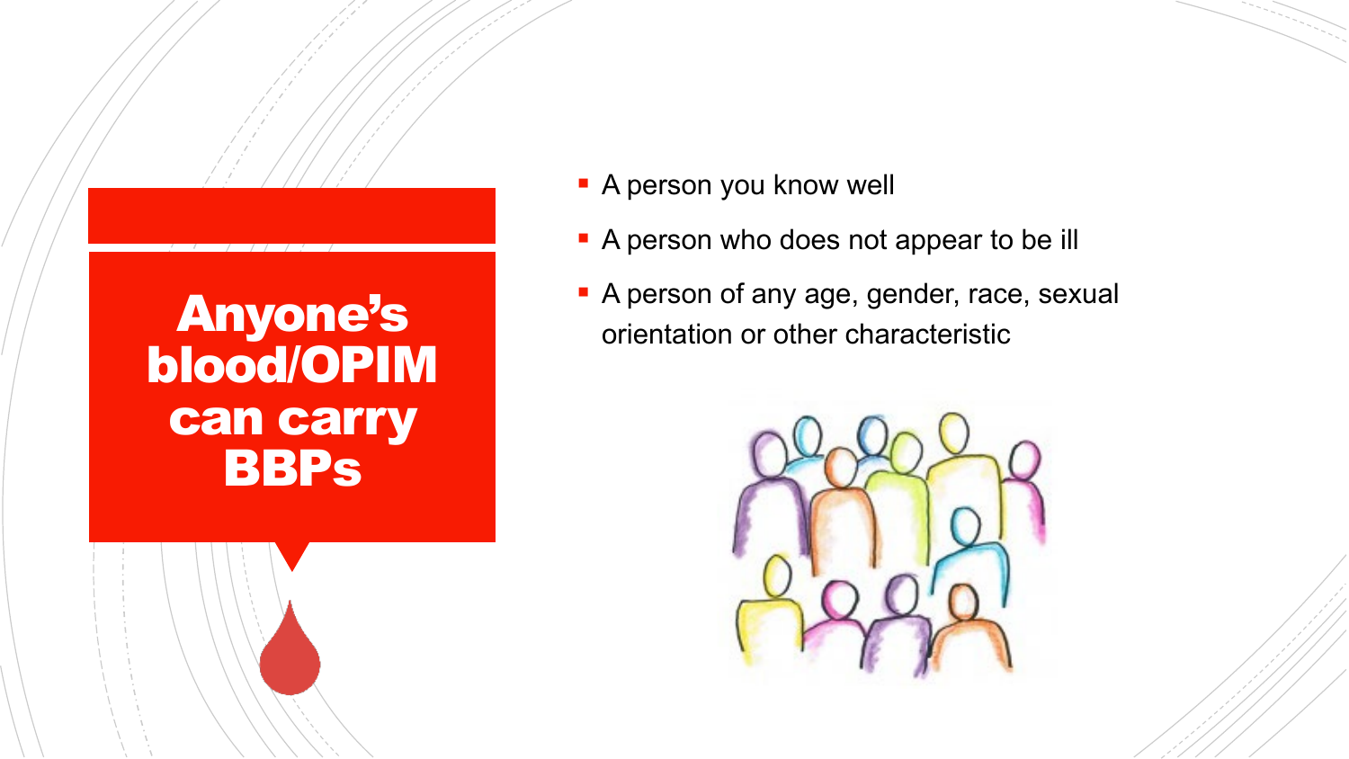# Anyone's blood/OPIM can carry BBPs

- A person you know well
- A person who does not appear to be ill
- A person of any age, gender, race, sexual orientation or other characteristic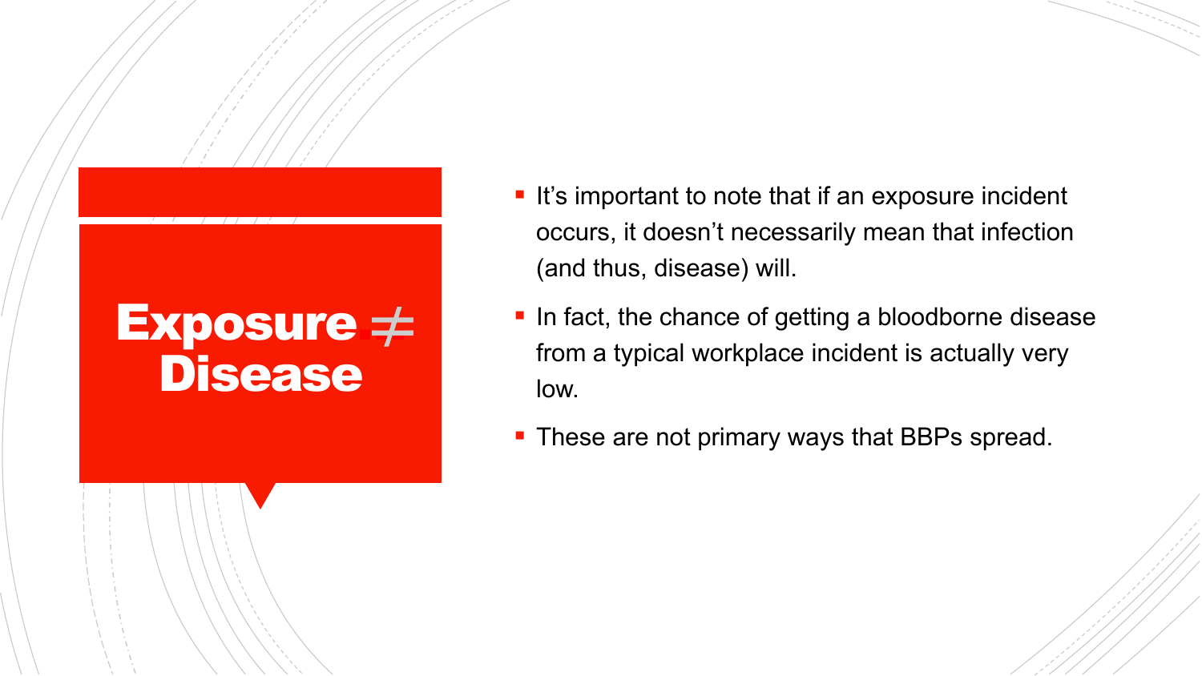# Exposure ≠ Disease

- It's important to note that if an exposure incident occurs, it doesn't necessarily mean that infection (and thus, disease) will.
- In fact, the chance of getting a bloodborne disease from a typical workplace incident is actually very low.
- These are not primary ways that BBPs spread.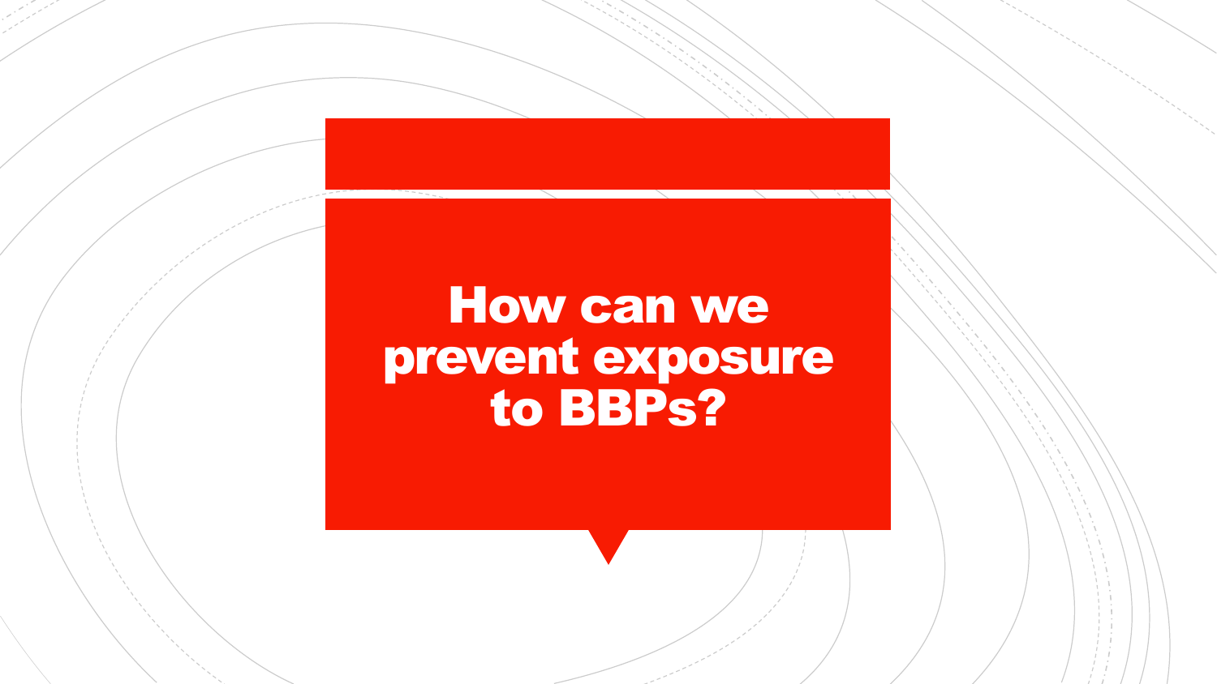# How can we prevent exposure to BBPs?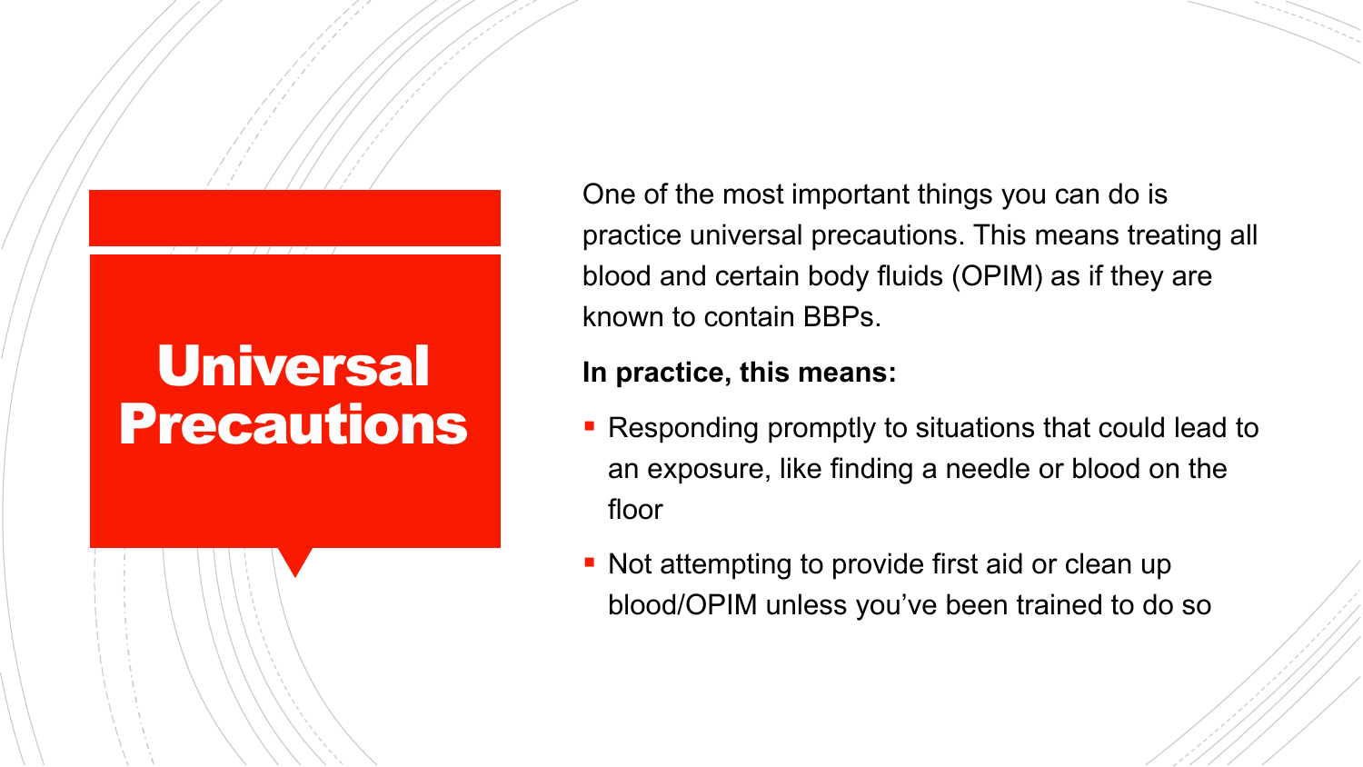# Universal Precautions

One of the most important things you can do is practice universal precautions. This means treating all blood and certain body fluids (OPIM) as if they are known to contain BBPs.

**In practice, this means:**

- Responding promptly to situations that could lead to an exposure, like finding a needle or blood on the floor
- Not attempting to provide first aid or clean up blood/OPIM unless you've been trained to do so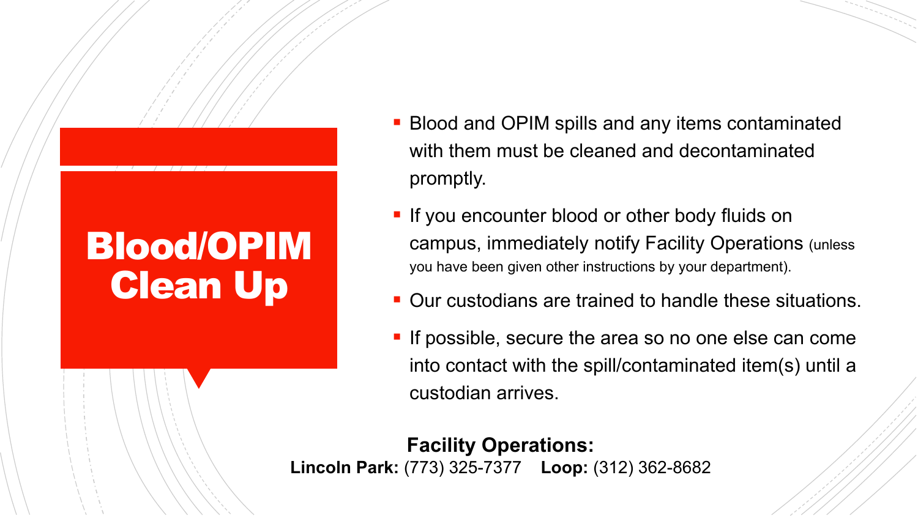# Blood/OPIM Clean Up

- Blood and OPIM spills and any items contaminated with them must be cleaned and decontaminated promptly.
- If you encounter blood or other body fluids on campus, immediately notify Facility Operations (unless you have been given other instructions by your department).
- Our custodians are trained to handle these situations.
- If possible, secure the area so no one else can come into contact with the spill/contaminated item(s) until a custodian arrives.

**Facility Operations:**

**Lincoln Park:** (773) 325-7377 **Loop:** (312) 362-8682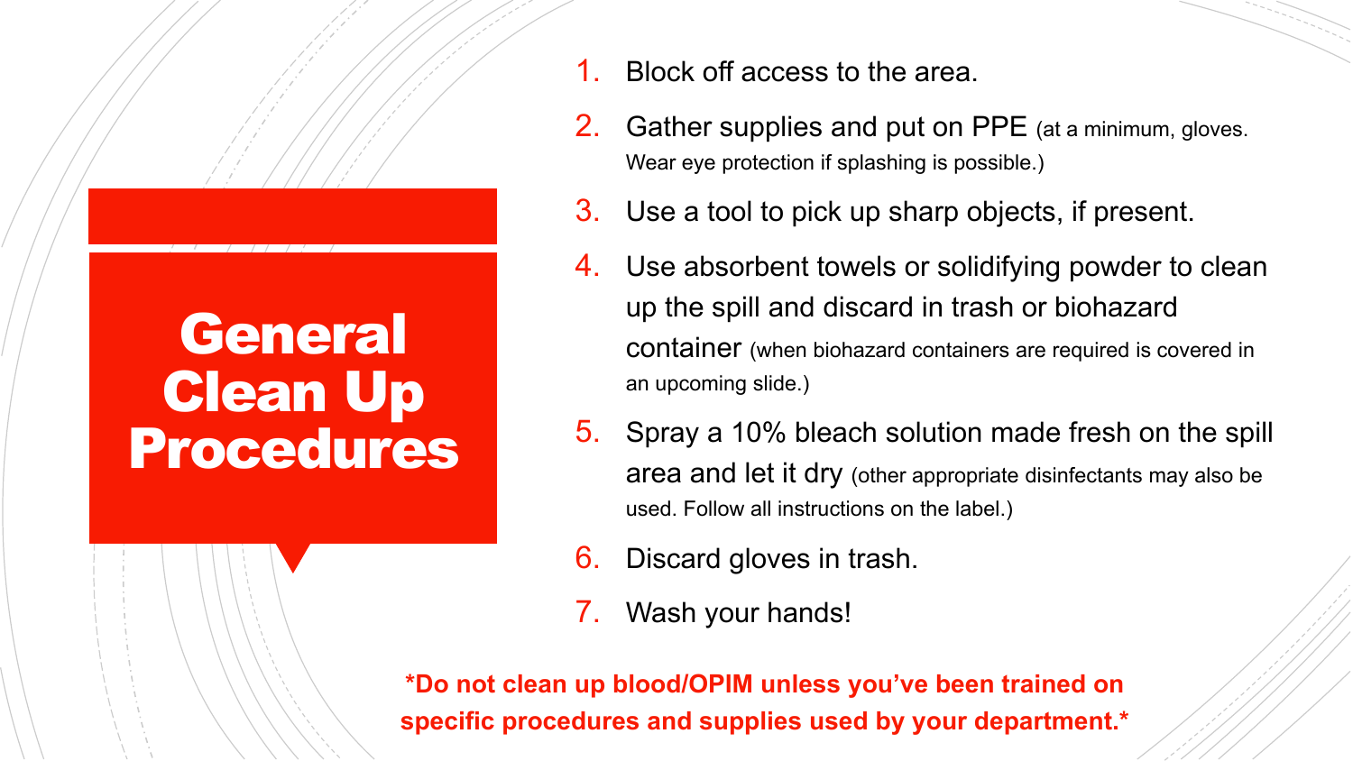# General Clean Up Procedures

1. Block off access to the area.
2. Gather supplies and put on PPE (at a minimum, gloves. Wear eye protection if splashing is possible.)
3. Use a tool to pick up sharp objects, if present.
4. Use absorbent towels or solidifying powder to clean up the spill and discard in trash or biohazard container (when biohazard containers are required is covered in an upcoming slide.)
5. Spray a 10% bleach solution made fresh on the spill area and let it dry (other appropriate disinfectants may also be used. Follow all instructions on the label.)
6. Discard gloves in trash.
7. Wash your hands!

**\*Do not clean up blood/OPIM unless you've been trained on specific procedures and supplies used by your department.\***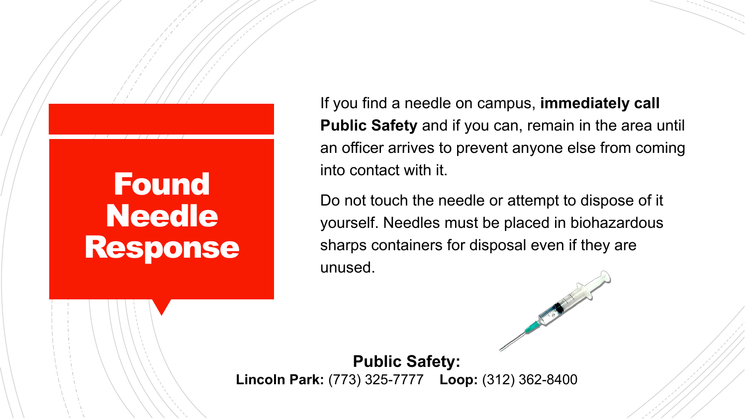# Found Needle Response

If you find a needle on campus, **immediately call Public Safety** and if you can, remain in the area until an officer arrives to prevent anyone else from coming into contact with it.

Do not touch the needle or attempt to dispose of it yourself. Needles must be placed in biohazardous sharps containers for disposal even if they are unused.

**Public Safety:**
**Lincoln Park:** (773) 325-7777 **Loop:** (312) 362-8400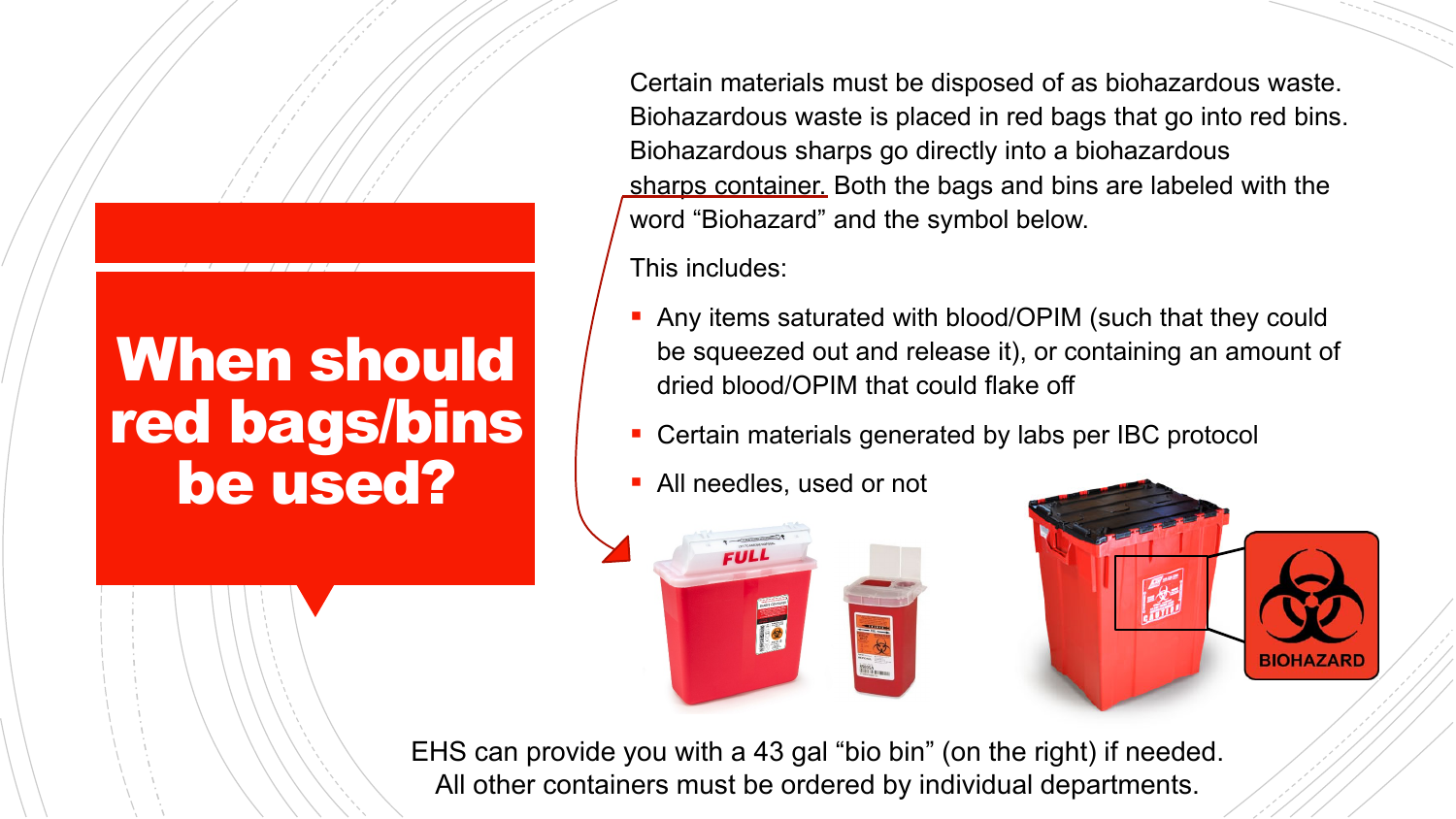# When should red bags/bins be used?

Certain materials must be disposed of as biohazardous waste. Biohazardous waste is placed in red bags that go into red bins. Biohazardous sharps go directly into a biohazardous sharps container. Both the bags and bins are labeled with the word "Biohazard" and the symbol below.

This includes:

- Any items saturated with blood/OPIM (such that they could be squeezed out and release it), or containing an amount of dried blood/OPIM that could flake off
- Certain materials generated by labs per IBC protocol
- All needles, used or not

BIOHAZARD

EHS can provide you with a 43 gal "bio bin" (on the right) if needed. All other containers must be ordered by individual departments.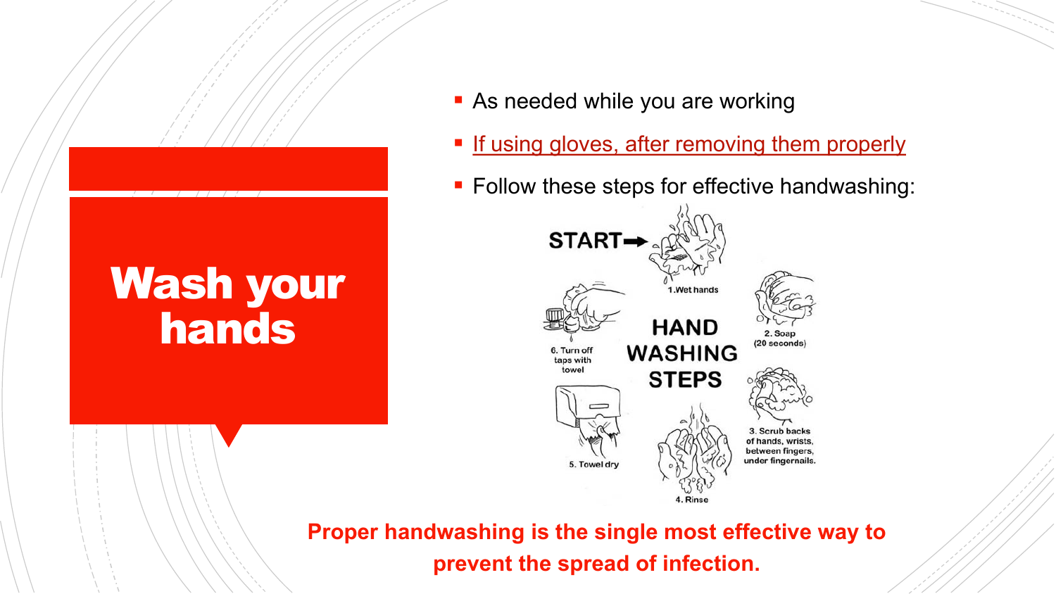# Wash your hands

- As needed while you are working
- If using gloves, after removing them properly
- Follow these steps for effective handwashing:

START➡

HAND WASHING STEPS

1. Wet hands

2. Soap (20 seconds)

3. Scrub backs of hands, wrists, between fingers, under fingernails.

4. Rinse

5. Towel dry

6. Turn off taps with towel

**Proper handwashing is the single most effective way to prevent the spread of infection.**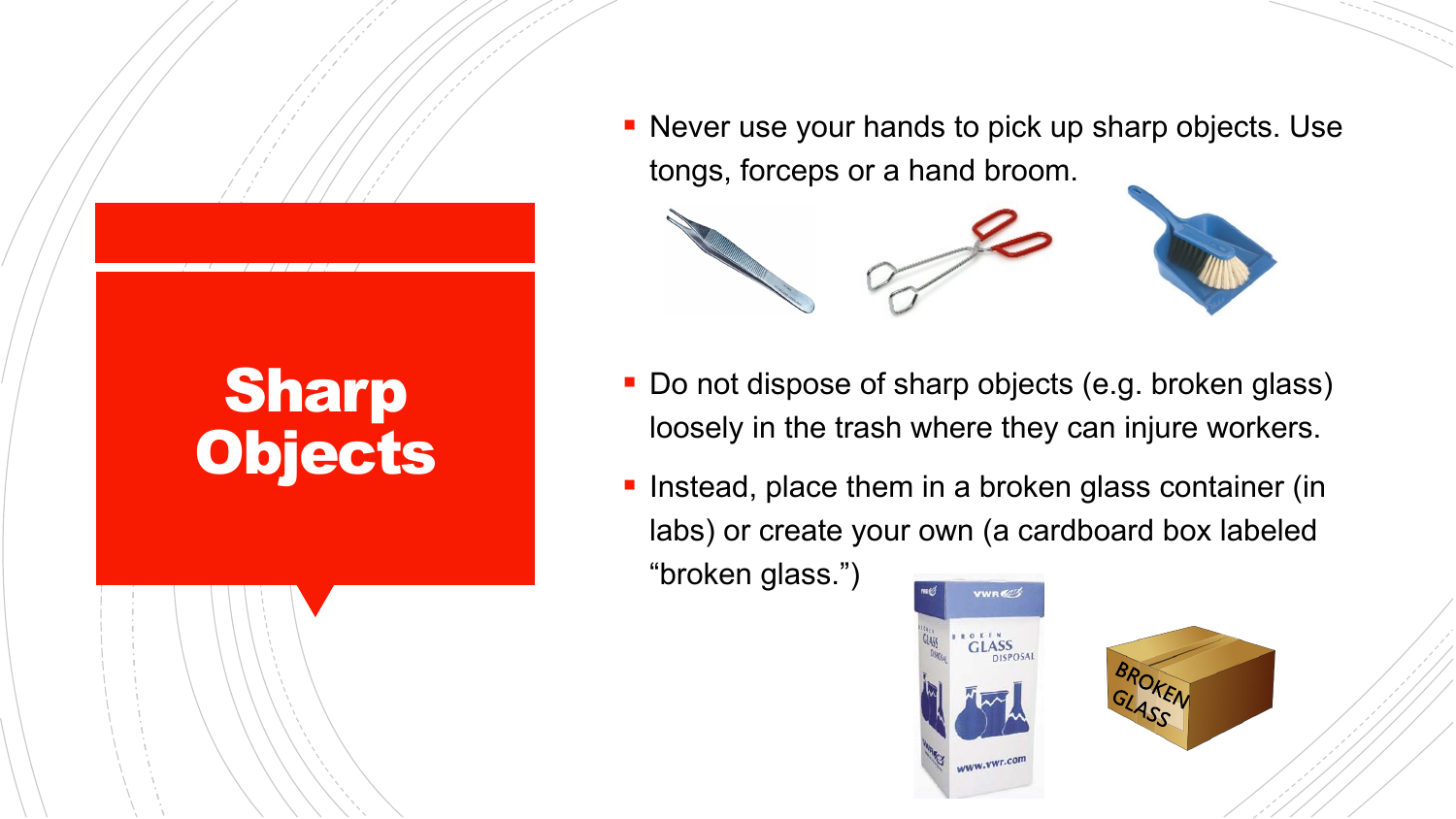# Sharp Objects

- Never use your hands to pick up sharp objects. Use tongs, forceps or a hand broom.
- Do not dispose of sharp objects (e.g. broken glass) loosely in the trash where they can injure workers.
- Instead, place them in a broken glass container (in labs) or create your own (a cardboard box labeled “broken glass.”)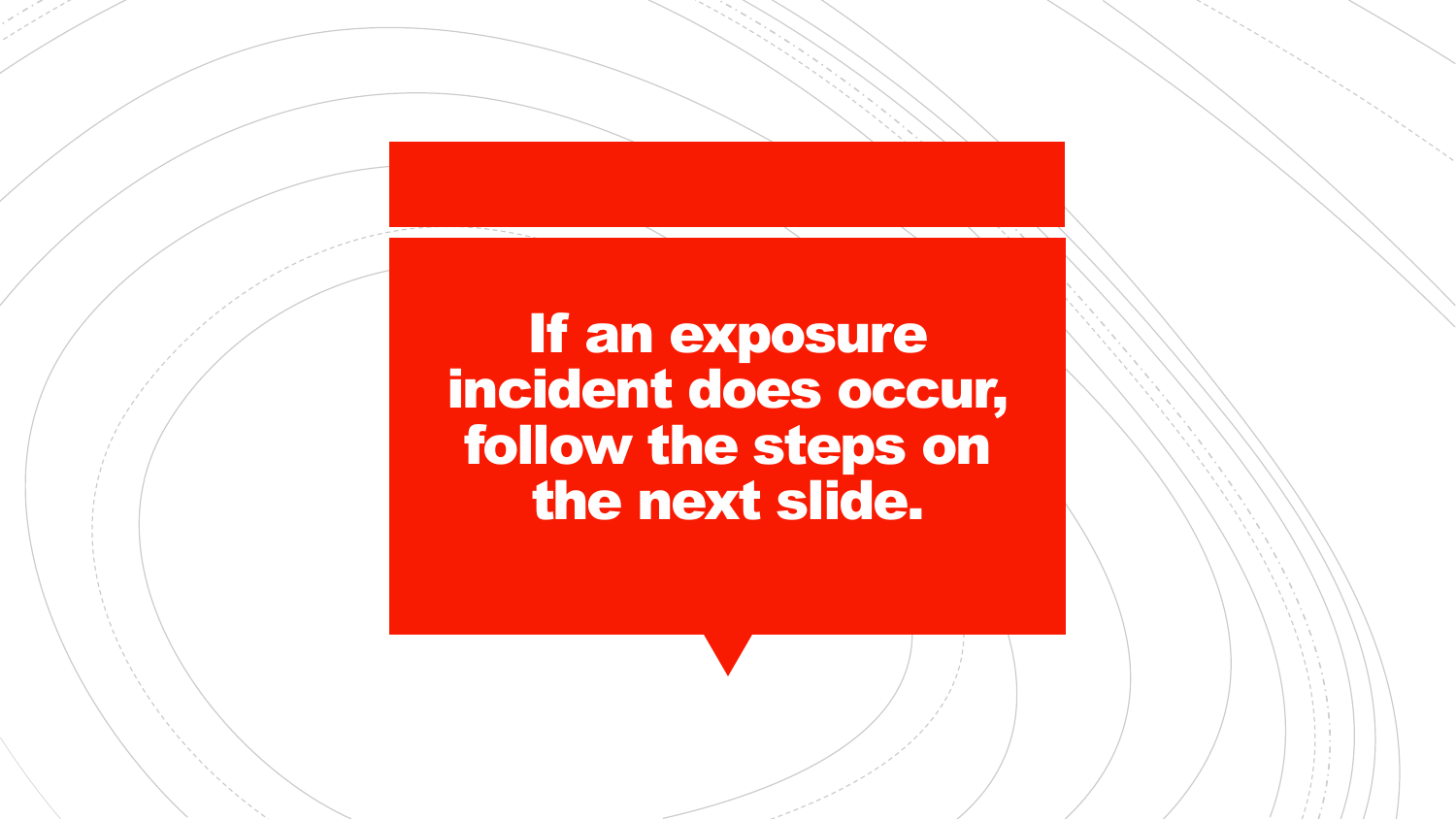**If an exposure incident does occur, follow the steps on the next slide.**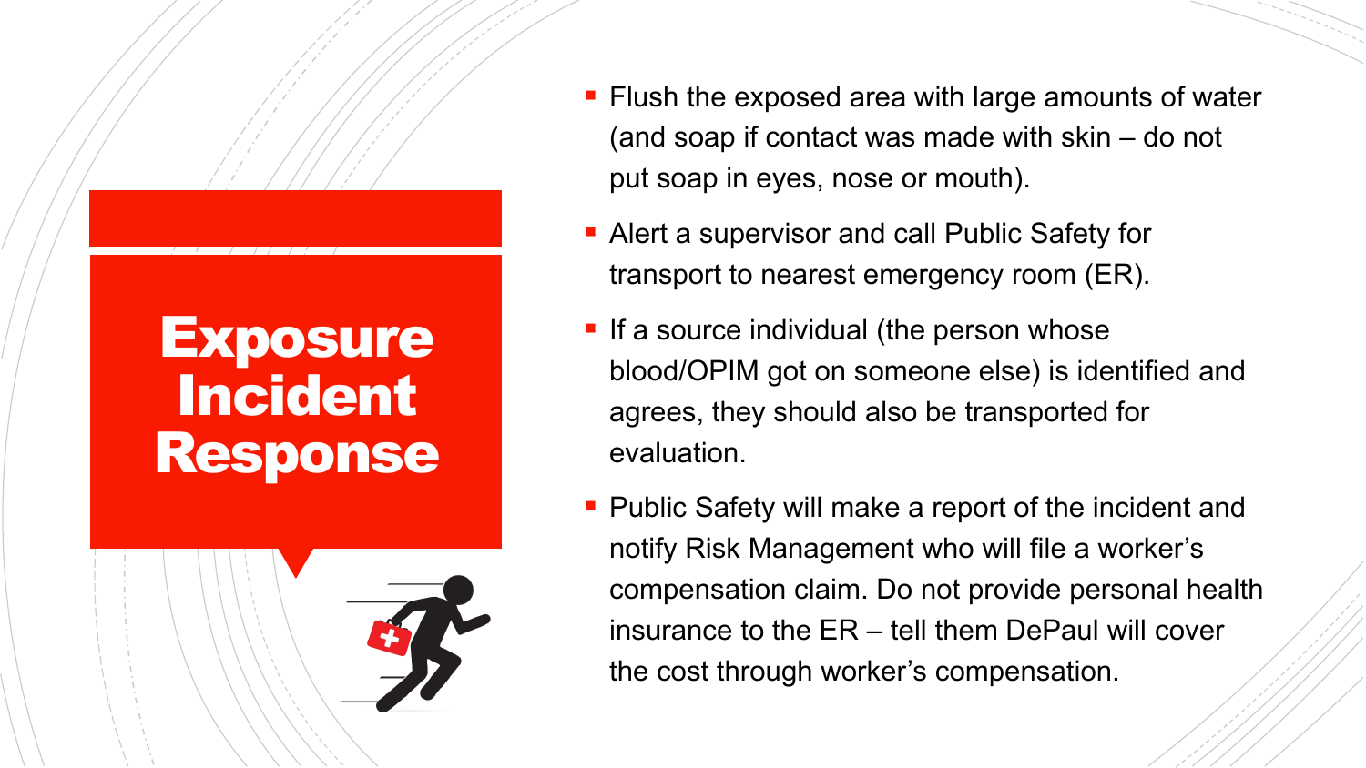# Exposure Incident Response

- Flush the exposed area with large amounts of water (and soap if contact was made with skin – do not put soap in eyes, nose or mouth).
- Alert a supervisor and call Public Safety for transport to nearest emergency room (ER).
- If a source individual (the person whose blood/OPIM got on someone else) is identified and agrees, they should also be transported for evaluation.
- Public Safety will make a report of the incident and notify Risk Management who will file a worker's compensation claim. Do not provide personal health insurance to the ER – tell them DePaul will cover the cost through worker's compensation.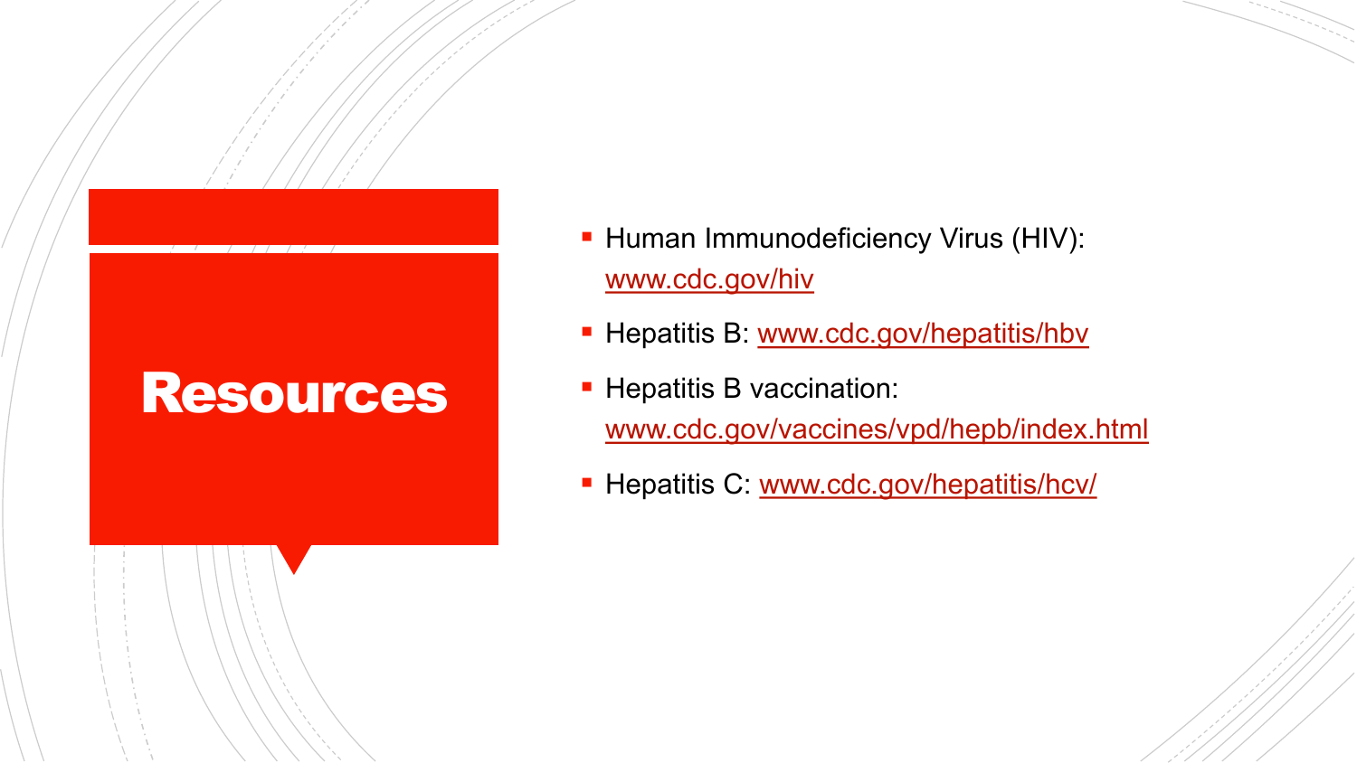# Resources

- Human Immunodeficiency Virus (HIV): www.cdc.gov/hiv
- Hepatitis B: www.cdc.gov/hepatitis/hbv
- Hepatitis B vaccination: www.cdc.gov/vaccines/vpd/hepb/index.html
- Hepatitis C: www.cdc.gov/hepatitis/hcv/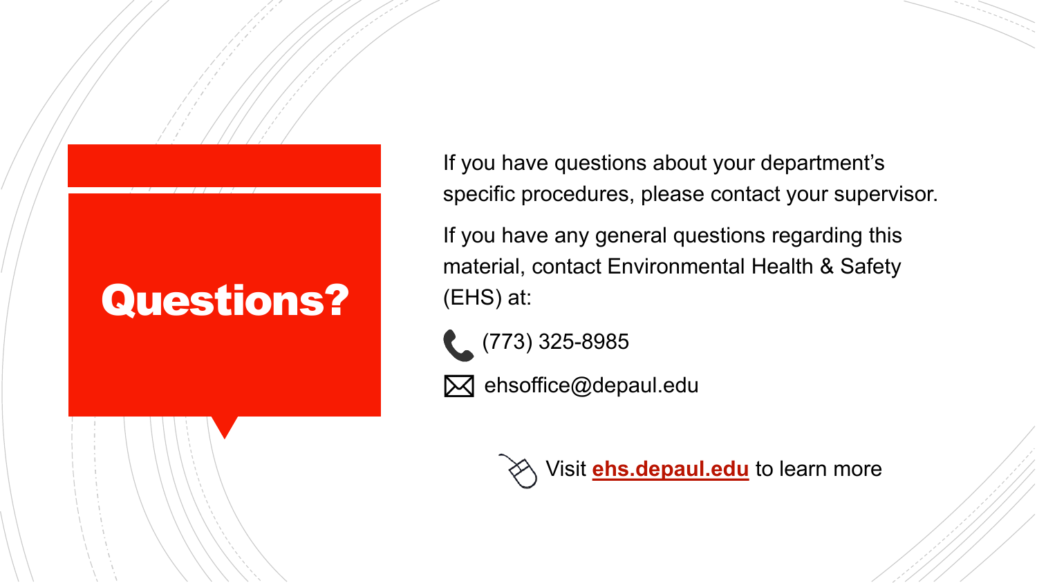# Questions?

If you have questions about your department's specific procedures, please contact your supervisor.

If you have any general questions regarding this material, contact Environmental Health & Safety (EHS) at:

(773) 325-8985

ehsoffice@depaul.edu

Visit **ehs.depaul.edu** to learn more